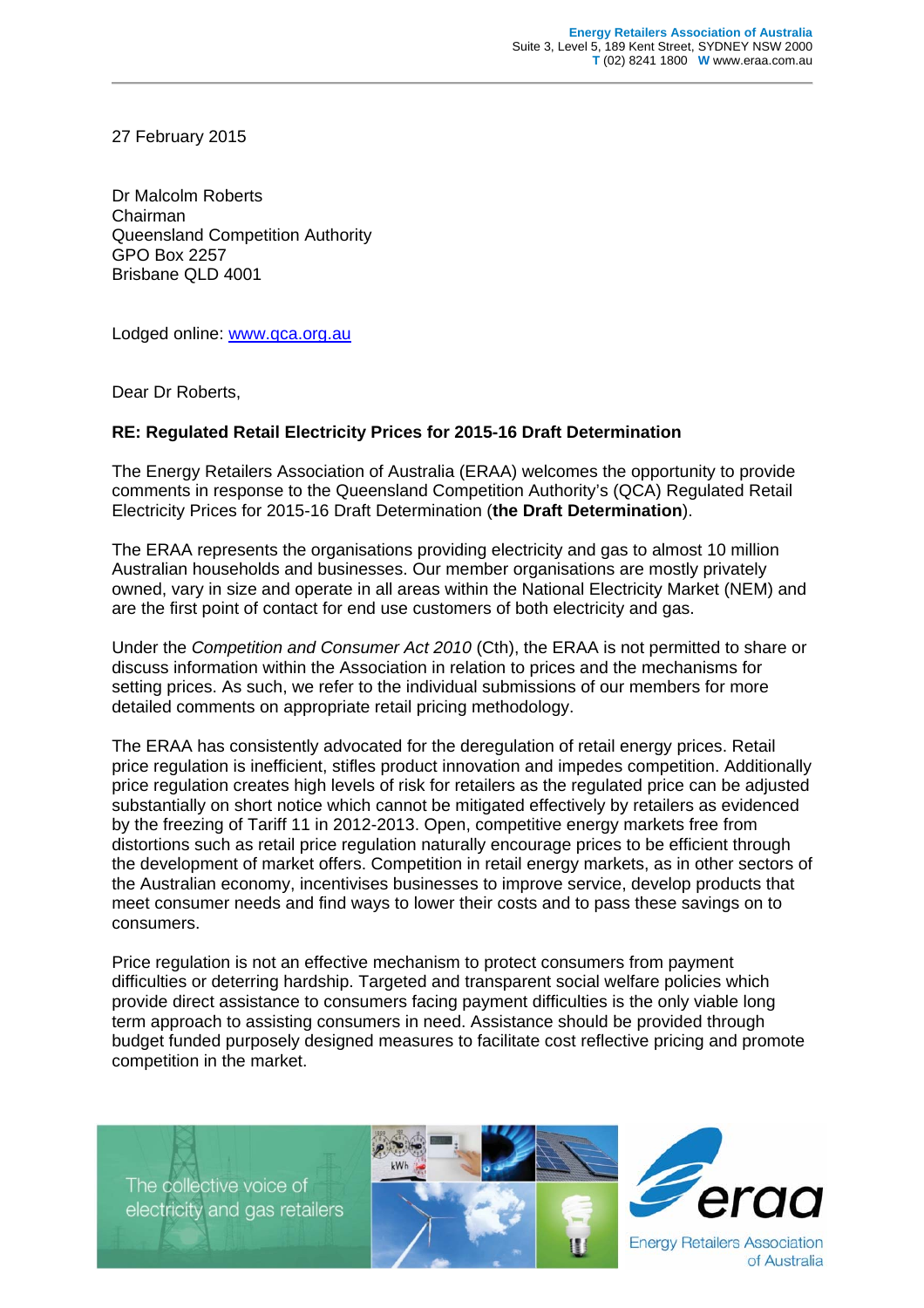**Energy Retailers Association of Australia**
Suite 3, Level 5, 189 Kent Street, SYDNEY NSW 2000
**T** (02) 8241 1800 **W** www.eraa.com.au

27 February 2015

Dr Malcolm Roberts
Chairman
Queensland Competition Authority
GPO Box 2257
Brisbane QLD 4001

Lodged online: www.qca.org.au

Dear Dr Roberts,

**RE: Regulated Retail Electricity Prices for 2015-16 Draft Determination**

The Energy Retailers Association of Australia (ERAA) welcomes the opportunity to provide comments in response to the Queensland Competition Authority's (QCA) Regulated Retail Electricity Prices for 2015-16 Draft Determination (**the Draft Determination**).

The ERAA represents the organisations providing electricity and gas to almost 10 million Australian households and businesses. Our member organisations are mostly privately owned, vary in size and operate in all areas within the National Electricity Market (NEM) and are the first point of contact for end use customers of both electricity and gas.

Under the *Competition and Consumer Act 2010* (Cth), the ERAA is not permitted to share or discuss information within the Association in relation to prices and the mechanisms for setting prices. As such, we refer to the individual submissions of our members for more detailed comments on appropriate retail pricing methodology.

The ERAA has consistently advocated for the deregulation of retail energy prices. Retail price regulation is inefficient, stifles product innovation and impedes competition. Additionally price regulation creates high levels of risk for retailers as the regulated price can be adjusted substantially on short notice which cannot be mitigated effectively by retailers as evidenced by the freezing of Tariff 11 in 2012-2013. Open, competitive energy markets free from distortions such as retail price regulation naturally encourage prices to be efficient through the development of market offers. Competition in retail energy markets, as in other sectors of the Australian economy, incentivises businesses to improve service, develop products that meet consumer needs and find ways to lower their costs and to pass these savings on to consumers.

Price regulation is not an effective mechanism to protect consumers from payment difficulties or deterring hardship. Targeted and transparent social welfare policies which provide direct assistance to consumers facing payment difficulties is the only viable long term approach to assisting consumers in need. Assistance should be provided through budget funded purposely designed measures to facilitate cost reflective pricing and promote competition in the market.

The collective voice of electricity and gas retailers

eraa
Energy Retailers Association of Australia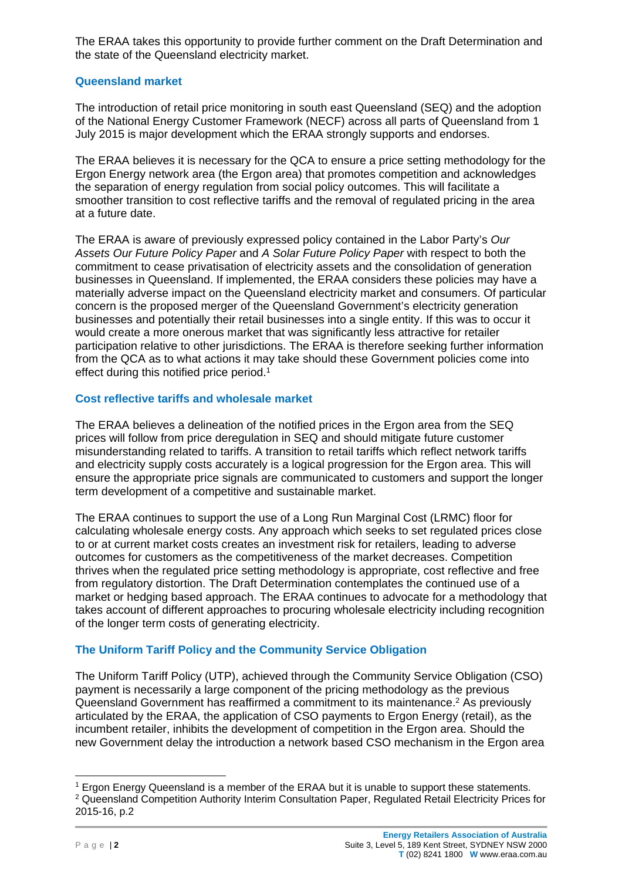The ERAA takes this opportunity to provide further comment on the Draft Determination and the state of the Queensland electricity market.

## Queensland market

The introduction of retail price monitoring in south east Queensland (SEQ) and the adoption of the National Energy Customer Framework (NECF) across all parts of Queensland from 1 July 2015 is major development which the ERAA strongly supports and endorses.

The ERAA believes it is necessary for the QCA to ensure a price setting methodology for the Ergon Energy network area (the Ergon area) that promotes competition and acknowledges the separation of energy regulation from social policy outcomes. This will facilitate a smoother transition to cost reflective tariffs and the removal of regulated pricing in the area at a future date.

The ERAA is aware of previously expressed policy contained in the Labor Party's *Our Assets Our Future Policy Paper* and *A Solar Future Policy Paper* with respect to both the commitment to cease privatisation of electricity assets and the consolidation of generation businesses in Queensland. If implemented, the ERAA considers these policies may have a materially adverse impact on the Queensland electricity market and consumers. Of particular concern is the proposed merger of the Queensland Government's electricity generation businesses and potentially their retail businesses into a single entity. If this was to occur it would create a more onerous market that was significantly less attractive for retailer participation relative to other jurisdictions. The ERAA is therefore seeking further information from the QCA as to what actions it may take should these Government policies come into effect during this notified price period.[1]

## Cost reflective tariffs and wholesale market

The ERAA believes a delineation of the notified prices in the Ergon area from the SEQ prices will follow from price deregulation in SEQ and should mitigate future customer misunderstanding related to tariffs. A transition to retail tariffs which reflect network tariffs and electricity supply costs accurately is a logical progression for the Ergon area. This will ensure the appropriate price signals are communicated to customers and support the longer term development of a competitive and sustainable market.

The ERAA continues to support the use of a Long Run Marginal Cost (LRMC) floor for calculating wholesale energy costs. Any approach which seeks to set regulated prices close to or at current market costs creates an investment risk for retailers, leading to adverse outcomes for customers as the competitiveness of the market decreases. Competition thrives when the regulated price setting methodology is appropriate, cost reflective and free from regulatory distortion. The Draft Determination contemplates the continued use of a market or hedging based approach. The ERAA continues to advocate for a methodology that takes account of different approaches to procuring wholesale electricity including recognition of the longer term costs of generating electricity.

## The Uniform Tariff Policy and the Community Service Obligation

The Uniform Tariff Policy (UTP), achieved through the Community Service Obligation (CSO) payment is necessarily a large component of the pricing methodology as the previous Queensland Government has reaffirmed a commitment to its maintenance.[2] As previously articulated by the ERAA, the application of CSO payments to Ergon Energy (retail), as the incumbent retailer, inhibits the development of competition in the Ergon area. Should the new Government delay the introduction a network based CSO mechanism in the Ergon area

---

[1] Ergon Energy Queensland is a member of the ERAA but it is unable to support these statements.

[2] Queensland Competition Authority Interim Consultation Paper, Regulated Retail Electricity Prices for 2015-16, p.2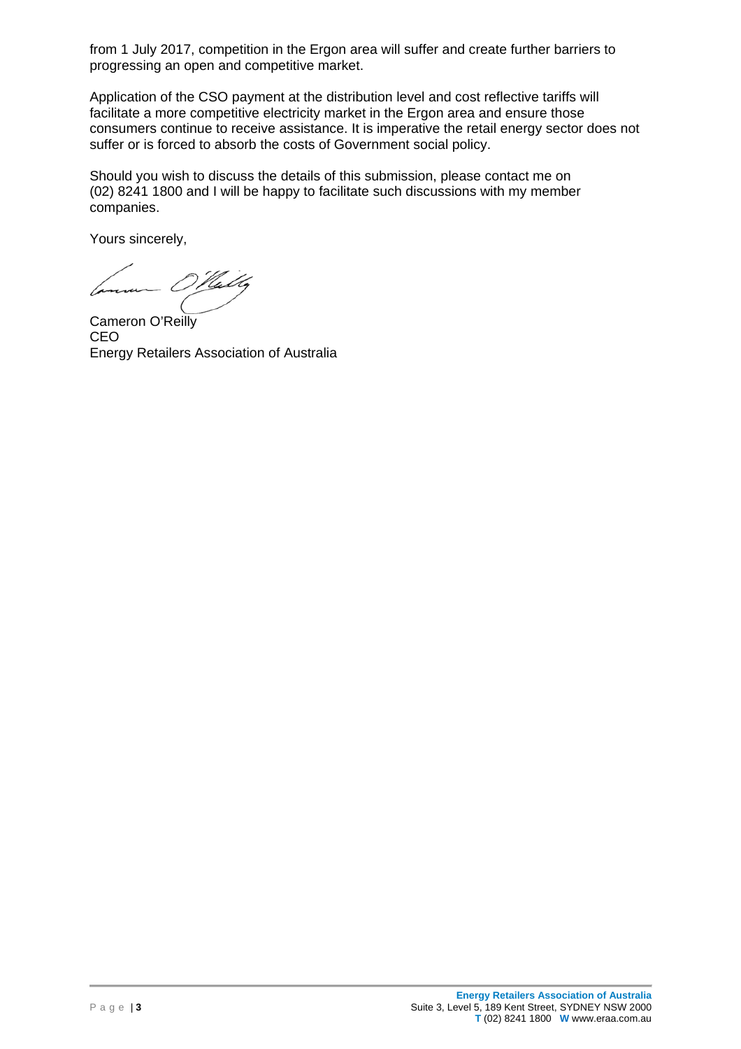from 1 July 2017, competition in the Ergon area will suffer and create further barriers to progressing an open and competitive market.

Application of the CSO payment at the distribution level and cost reflective tariffs will facilitate a more competitive electricity market in the Ergon area and ensure those consumers continue to receive assistance. It is imperative the retail energy sector does not suffer or is forced to absorb the costs of Government social policy.

Should you wish to discuss the details of this submission, please contact me on (02) 8241 1800 and I will be happy to facilitate such discussions with my member companies.

Yours sincerely,

Cameron O'Reilly
CEO
Energy Retailers Association of Australia